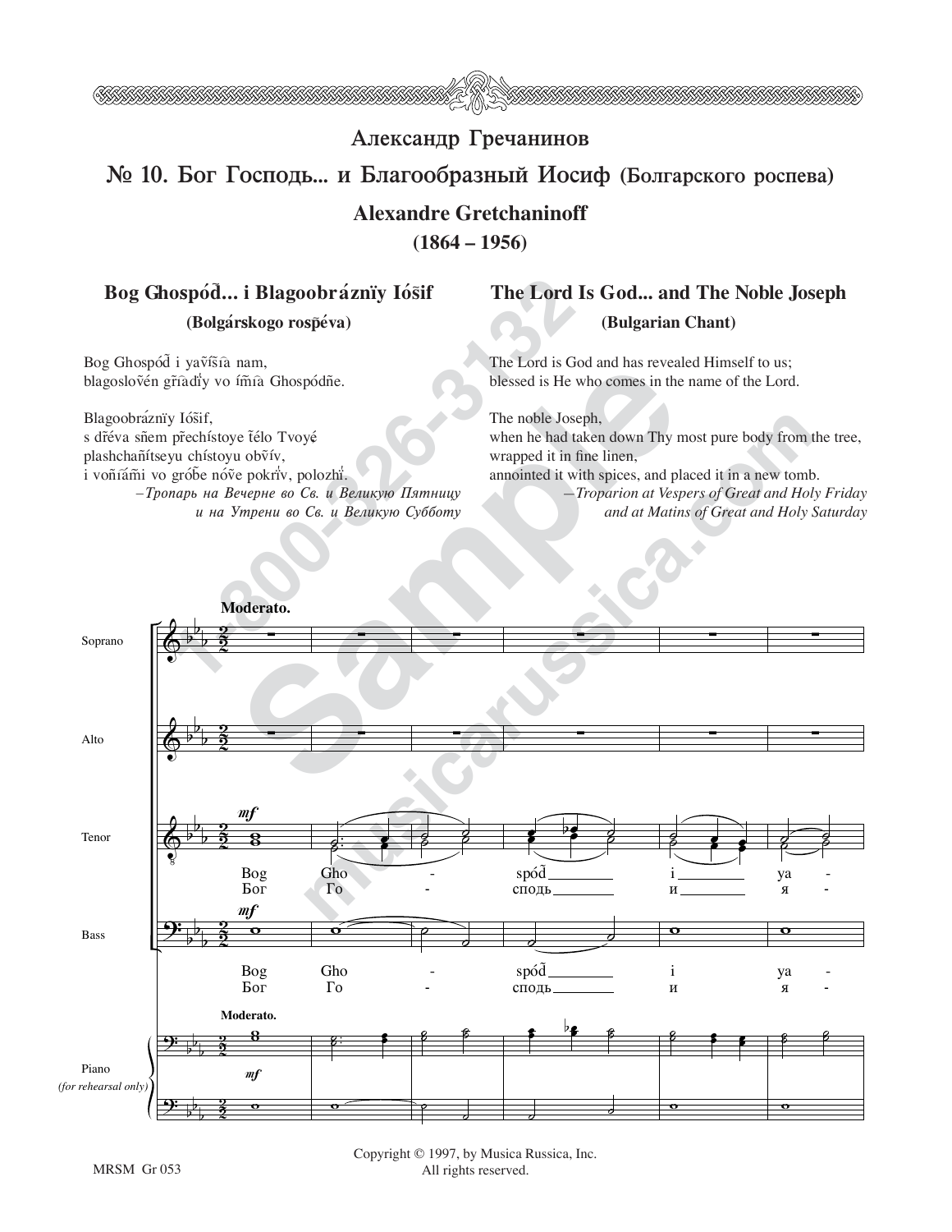# Александр Гречанинов

## № 10. Бог Господь... и Благообразный Иосиф (Болгарского роспева)

### Alexandre Gretchaninoff

**(1864 – 1956)**

**Bog Ghospód̃... i Blagoobráznïy Ióŝif**

**(Bolgárskogo rospḗva)**

Bog Ghospód̃ i yav̂íŝi͡a nam,
blagoslov̂én g͡r͡adḯy vo ím͡i͡a Ghospódn̂e.

Blagoobráznïy Ióŝif,
s dr̂éva sn̂em p̂rechístoye t̃élo Tvoyé
plashchan̂ítseyu chístoyu obv̂ív,
i von̂í͡am̂i vo grób̂e nóv̂e pokrḯv, polozhḯ.

*—Тропарь на Вечерне во Св. и Великую Пятницу и на Утрени во Св. и Великую Субботу*

**The Lord Is God... and The Noble Joseph**

**(Bulgarian Chant)**

The Lord is God and has revealed Himself to us;
blessed is He who comes in the name of the Lord.

The noble Joseph,
when he had taken down Thy most pure body from the tree,
wrapped it in fine linen,
annointed it with spices, and placed it in a new tomb.

*—Troparion at Vespers of Great and Holy Friday and at Matins of Great and Holy Saturday*

**Moderato.**

Soprano, Alto, Tenor, Bass, Piano (for rehearsal only)

Bog Gho - spód̃ i ya -
Бог Го - сподь и я -

Copyright © 1997, by Musica Russica, Inc.
All rights reserved.

MRSM Gr 053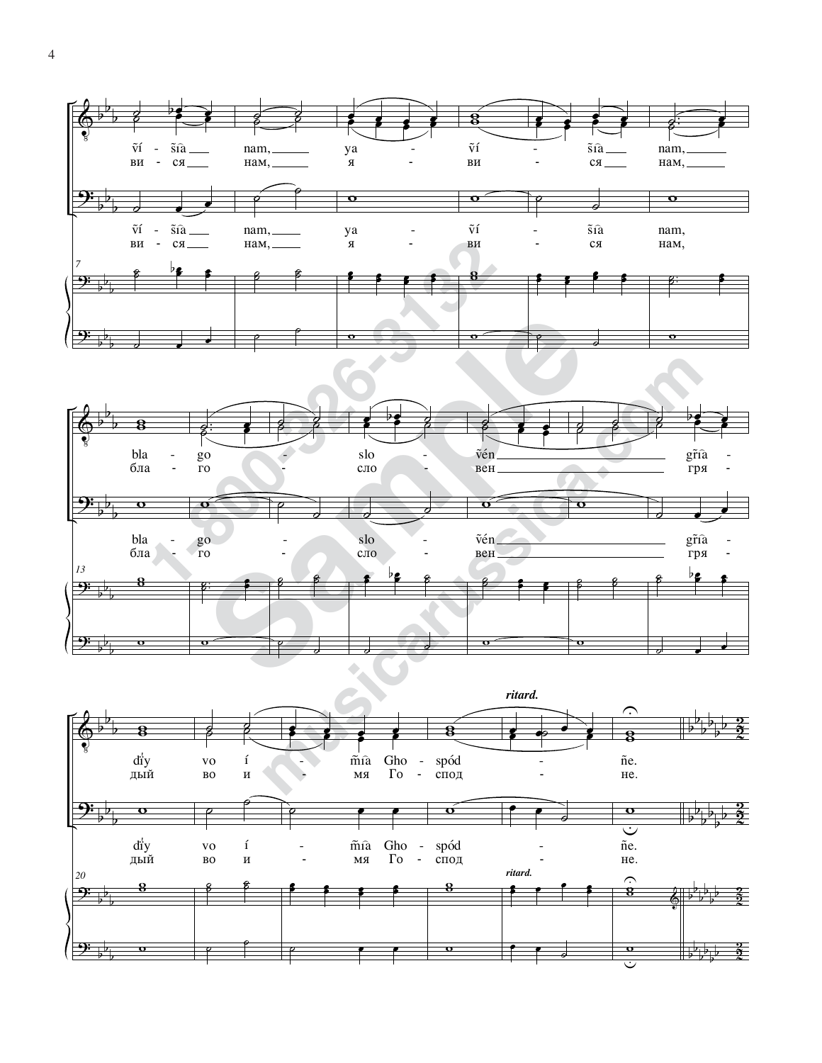ṽí - ṽîa nam, ya - ṽí - ṽîa nam,

ви - ся нам, я - ви - ся нам,

bla - go - slo - ṽén gṽîa -

бла - го - сло - вен гря -

*ritard.*

dïy vo í - m̃îa Gho - spód - ñe.

дый во и - мя Го - спод - не.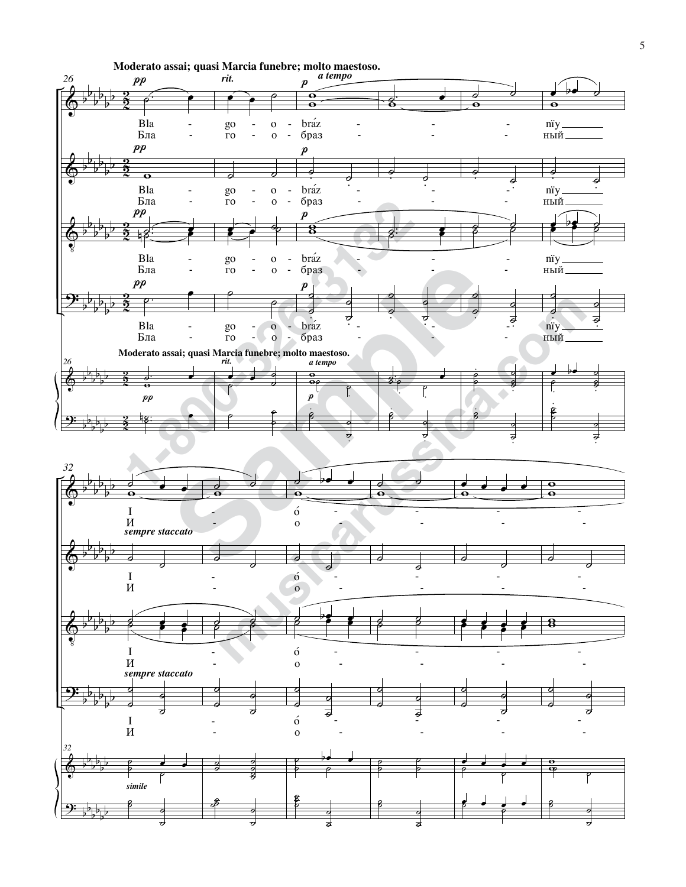**Moderato assai; quasi Marcia funebre; molto maestoso.**

*pp* *rit.* *p* *a tempo*

Bla - go - o - braź - - - nïy
Бла - го - о - браз - - - ный

I - ó - - - -
И - о - - - -

*sempre staccato*

*simile*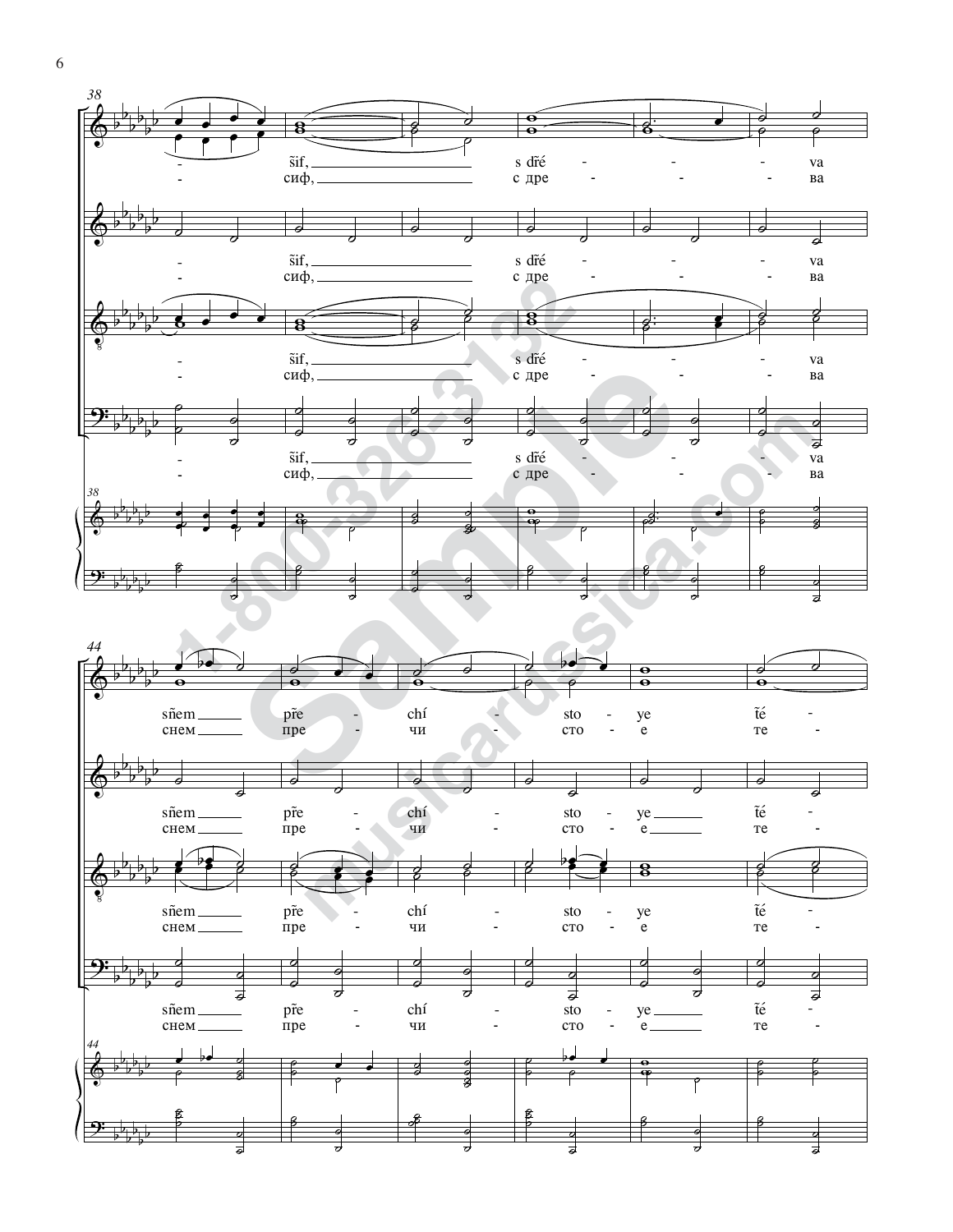38

- šif, ____ s dřé - - - - va

- сиф, ____ с дре - - - - ва

44

sňem ____ pře - chí - sto - ye ťé -

снем ____ пре - чи - сто - е те -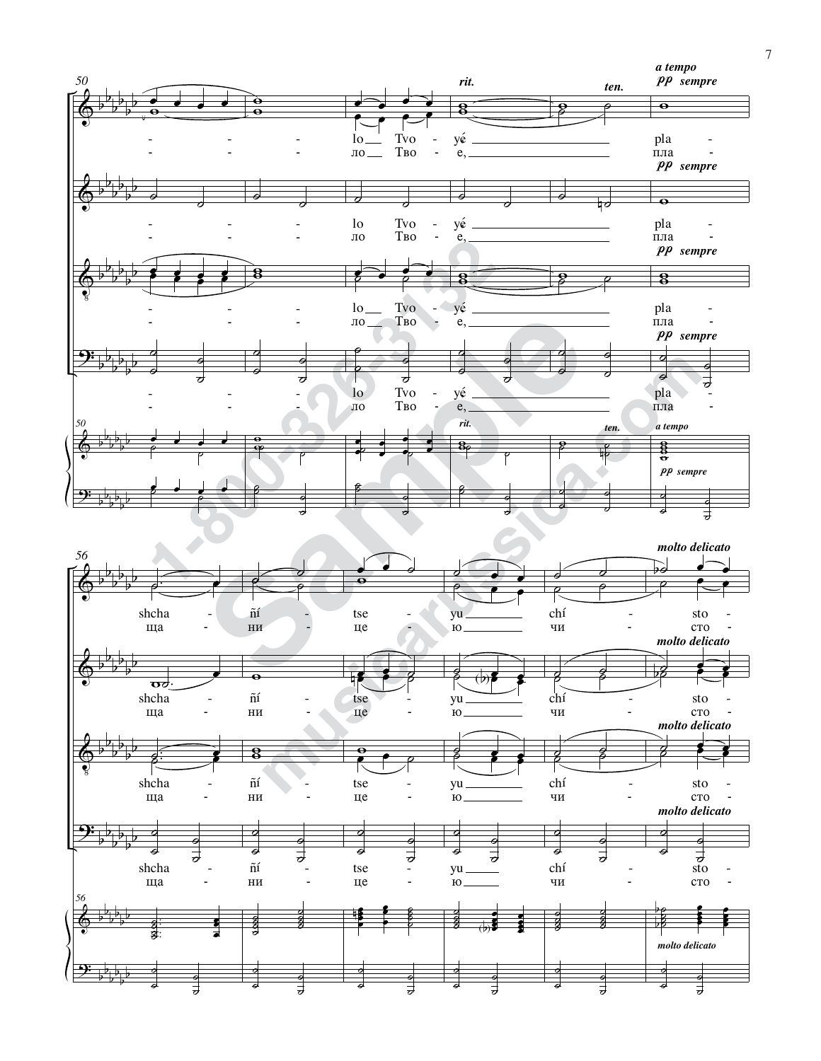*a tempo*

*pp sempre*

*rit.*

*ten.*

- lo Tvo - yé pla -
- ло Тво - е, пла -

*molto delicato*

- shcha - ñí - tse - yu chí - sto -
- ща - ни - це - ю чи - сто -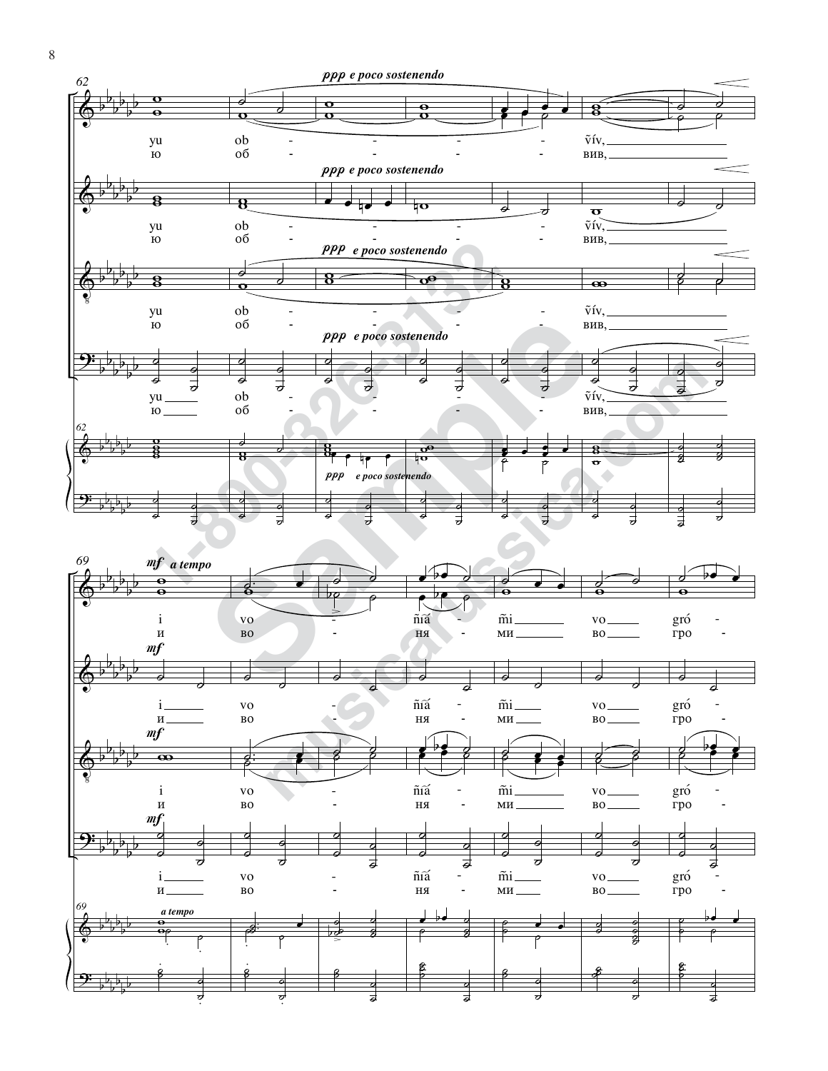62

*ppp e poco sostenendo*

yu ob - - - - - ṽív,

ю об - - - - - вив,

*ppp e poco sostenendo*

69

*mf a tempo*

i vo - ñiá - m̃i vo gró -

и во - ня - ми во гро -